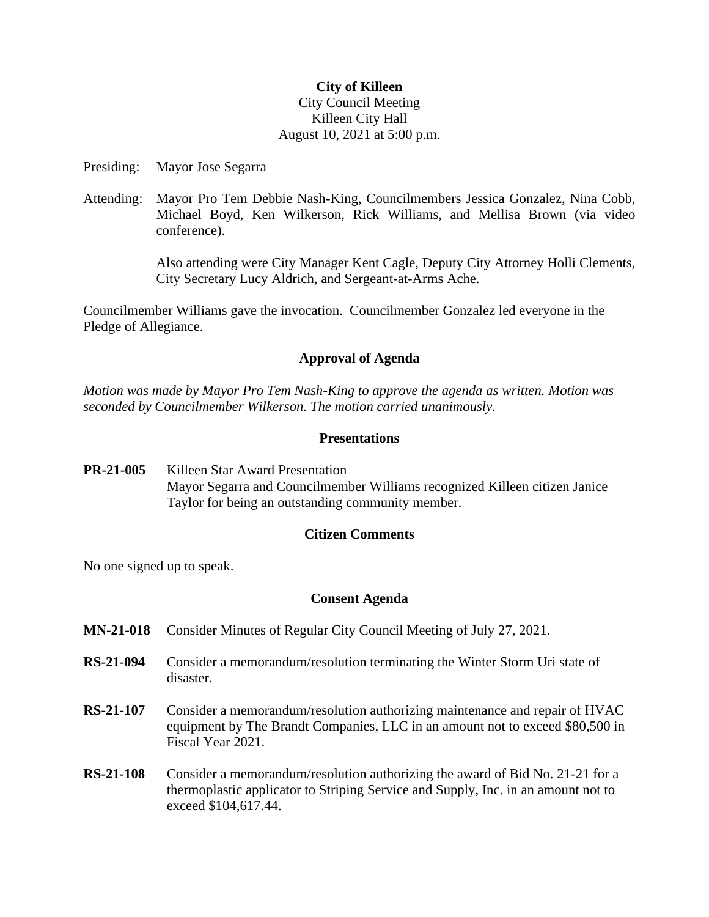**City of Killeen**
City Council Meeting
Killeen City Hall
August 10, 2021 at 5:00 p.m.

Presiding: Mayor Jose Segarra

Attending: Mayor Pro Tem Debbie Nash-King, Councilmembers Jessica Gonzalez, Nina Cobb, Michael Boyd, Ken Wilkerson, Rick Williams, and Mellisa Brown (via video conference).

Also attending were City Manager Kent Cagle, Deputy City Attorney Holli Clements, City Secretary Lucy Aldrich, and Sergeant-at-Arms Ache.

Councilmember Williams gave the invocation. Councilmember Gonzalez led everyone in the Pledge of Allegiance.

## Approval of Agenda

*Motion was made by Mayor Pro Tem Nash-King to approve the agenda as written. Motion was seconded by Councilmember Wilkerson. The motion carried unanimously.*

## Presentations

**PR-21-005** Killeen Star Award Presentation
Mayor Segarra and Councilmember Williams recognized Killeen citizen Janice Taylor for being an outstanding community member.

## Citizen Comments

No one signed up to speak.

## Consent Agenda

**MN-21-018** Consider Minutes of Regular City Council Meeting of July 27, 2021.

**RS-21-094** Consider a memorandum/resolution terminating the Winter Storm Uri state of disaster.

**RS-21-107** Consider a memorandum/resolution authorizing maintenance and repair of HVAC equipment by The Brandt Companies, LLC in an amount not to exceed $80,500 in Fiscal Year 2021.

**RS-21-108** Consider a memorandum/resolution authorizing the award of Bid No. 21-21 for a thermoplastic applicator to Striping Service and Supply, Inc. in an amount not to exceed $104,617.44.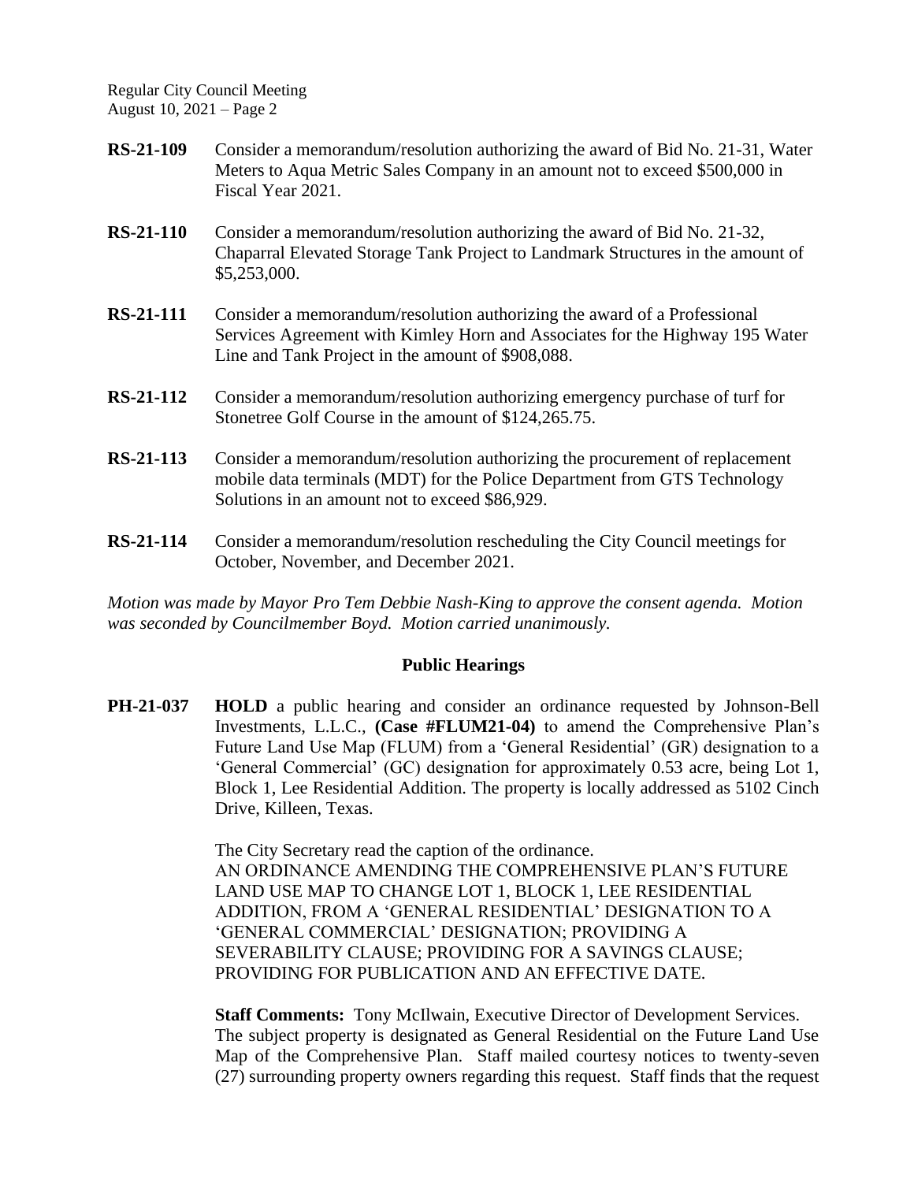**RS-21-109** Consider a memorandum/resolution authorizing the award of Bid No. 21-31, Water Meters to Aqua Metric Sales Company in an amount not to exceed $500,000 in Fiscal Year 2021.

**RS-21-110** Consider a memorandum/resolution authorizing the award of Bid No. 21-32, Chaparral Elevated Storage Tank Project to Landmark Structures in the amount of $5,253,000.

**RS-21-111** Consider a memorandum/resolution authorizing the award of a Professional Services Agreement with Kimley Horn and Associates for the Highway 195 Water Line and Tank Project in the amount of $908,088.

**RS-21-112** Consider a memorandum/resolution authorizing emergency purchase of turf for Stonetree Golf Course in the amount of $124,265.75.

**RS-21-113** Consider a memorandum/resolution authorizing the procurement of replacement mobile data terminals (MDT) for the Police Department from GTS Technology Solutions in an amount not to exceed $86,929.

**RS-21-114** Consider a memorandum/resolution rescheduling the City Council meetings for October, November, and December 2021.

*Motion was made by Mayor Pro Tem Debbie Nash-King to approve the consent agenda. Motion was seconded by Councilmember Boyd. Motion carried unanimously.*

## Public Hearings

**PH-21-037** **HOLD** a public hearing and consider an ordinance requested by Johnson-Bell Investments, L.L.C., **(Case #FLUM21-04)** to amend the Comprehensive Plan's Future Land Use Map (FLUM) from a 'General Residential' (GR) designation to a 'General Commercial' (GC) designation for approximately 0.53 acre, being Lot 1, Block 1, Lee Residential Addition. The property is locally addressed as 5102 Cinch Drive, Killeen, Texas.

The City Secretary read the caption of the ordinance.
AN ORDINANCE AMENDING THE COMPREHENSIVE PLAN'S FUTURE LAND USE MAP TO CHANGE LOT 1, BLOCK 1, LEE RESIDENTIAL ADDITION, FROM A 'GENERAL RESIDENTIAL' DESIGNATION TO A 'GENERAL COMMERCIAL' DESIGNATION; PROVIDING A SEVERABILITY CLAUSE; PROVIDING FOR A SAVINGS CLAUSE; PROVIDING FOR PUBLICATION AND AN EFFECTIVE DATE.

**Staff Comments:** Tony McIlwain, Executive Director of Development Services. The subject property is designated as General Residential on the Future Land Use Map of the Comprehensive Plan. Staff mailed courtesy notices to twenty-seven (27) surrounding property owners regarding this request. Staff finds that the request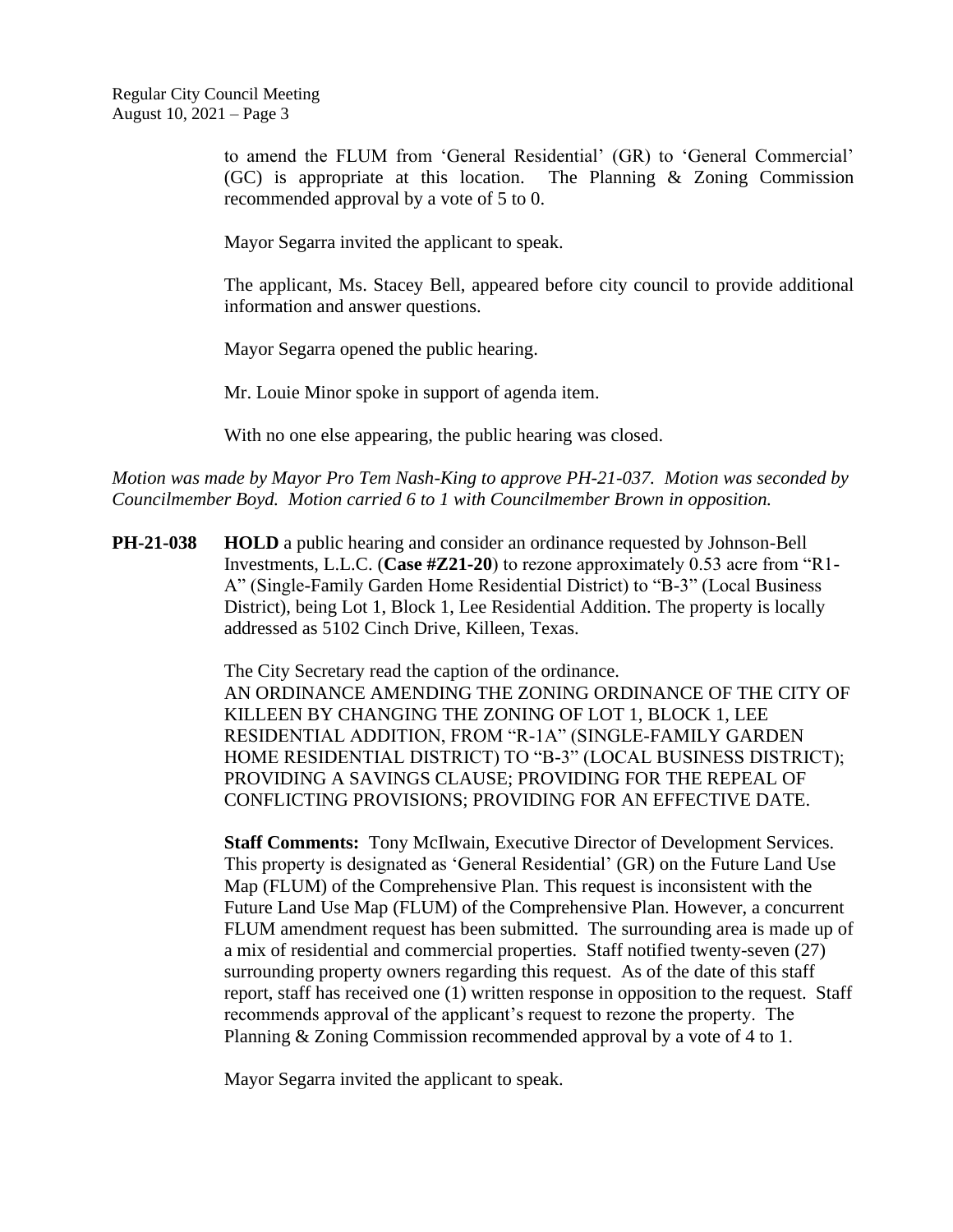to amend the FLUM from 'General Residential' (GR) to 'General Commercial' (GC) is appropriate at this location. The Planning & Zoning Commission recommended approval by a vote of 5 to 0.

Mayor Segarra invited the applicant to speak.

The applicant, Ms. Stacey Bell, appeared before city council to provide additional information and answer questions.

Mayor Segarra opened the public hearing.

Mr. Louie Minor spoke in support of agenda item.

With no one else appearing, the public hearing was closed.

*Motion was made by Mayor Pro Tem Nash-King to approve PH-21-037. Motion was seconded by Councilmember Boyd. Motion carried 6 to 1 with Councilmember Brown in opposition.*

**PH-21-038** **HOLD** a public hearing and consider an ordinance requested by Johnson-Bell Investments, L.L.C. (**Case #Z21-20**) to rezone approximately 0.53 acre from "R1-A" (Single-Family Garden Home Residential District) to "B-3" (Local Business District), being Lot 1, Block 1, Lee Residential Addition. The property is locally addressed as 5102 Cinch Drive, Killeen, Texas.

The City Secretary read the caption of the ordinance.
AN ORDINANCE AMENDING THE ZONING ORDINANCE OF THE CITY OF KILLEEN BY CHANGING THE ZONING OF LOT 1, BLOCK 1, LEE RESIDENTIAL ADDITION, FROM "R-1A" (SINGLE-FAMILY GARDEN HOME RESIDENTIAL DISTRICT) TO "B-3" (LOCAL BUSINESS DISTRICT); PROVIDING A SAVINGS CLAUSE; PROVIDING FOR THE REPEAL OF CONFLICTING PROVISIONS; PROVIDING FOR AN EFFECTIVE DATE.

**Staff Comments:** Tony McIlwain, Executive Director of Development Services. This property is designated as 'General Residential' (GR) on the Future Land Use Map (FLUM) of the Comprehensive Plan. This request is inconsistent with the Future Land Use Map (FLUM) of the Comprehensive Plan. However, a concurrent FLUM amendment request has been submitted. The surrounding area is made up of a mix of residential and commercial properties. Staff notified twenty-seven (27) surrounding property owners regarding this request. As of the date of this staff report, staff has received one (1) written response in opposition to the request. Staff recommends approval of the applicant's request to rezone the property. The Planning & Zoning Commission recommended approval by a vote of 4 to 1.

Mayor Segarra invited the applicant to speak.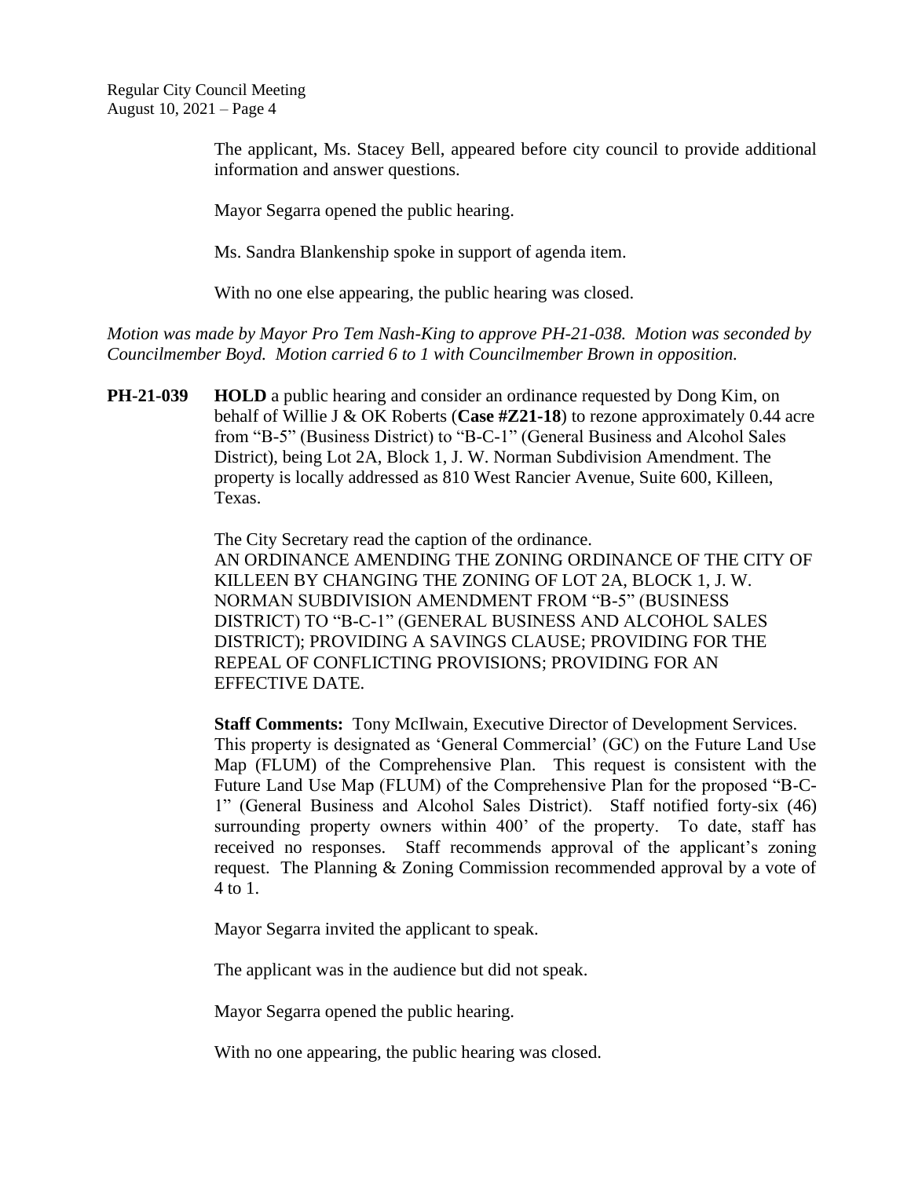The applicant, Ms. Stacey Bell, appeared before city council to provide additional information and answer questions.

Mayor Segarra opened the public hearing.

Ms. Sandra Blankenship spoke in support of agenda item.

With no one else appearing, the public hearing was closed.

*Motion was made by Mayor Pro Tem Nash-King to approve PH-21-038. Motion was seconded by Councilmember Boyd. Motion carried 6 to 1 with Councilmember Brown in opposition.*

**PH-21-039** **HOLD** a public hearing and consider an ordinance requested by Dong Kim, on behalf of Willie J & OK Roberts (**Case #Z21-18**) to rezone approximately 0.44 acre from "B-5" (Business District) to "B-C-1" (General Business and Alcohol Sales District), being Lot 2A, Block 1, J. W. Norman Subdivision Amendment. The property is locally addressed as 810 West Rancier Avenue, Suite 600, Killeen, Texas.

The City Secretary read the caption of the ordinance.
AN ORDINANCE AMENDING THE ZONING ORDINANCE OF THE CITY OF KILLEEN BY CHANGING THE ZONING OF LOT 2A, BLOCK 1, J. W. NORMAN SUBDIVISION AMENDMENT FROM "B-5" (BUSINESS DISTRICT) TO "B-C-1" (GENERAL BUSINESS AND ALCOHOL SALES DISTRICT); PROVIDING A SAVINGS CLAUSE; PROVIDING FOR THE REPEAL OF CONFLICTING PROVISIONS; PROVIDING FOR AN EFFECTIVE DATE.

**Staff Comments:** Tony McIlwain, Executive Director of Development Services. This property is designated as 'General Commercial' (GC) on the Future Land Use Map (FLUM) of the Comprehensive Plan. This request is consistent with the Future Land Use Map (FLUM) of the Comprehensive Plan for the proposed "B-C-1" (General Business and Alcohol Sales District). Staff notified forty-six (46) surrounding property owners within 400' of the property. To date, staff has received no responses. Staff recommends approval of the applicant's zoning request. The Planning & Zoning Commission recommended approval by a vote of 4 to 1.

Mayor Segarra invited the applicant to speak.

The applicant was in the audience but did not speak.

Mayor Segarra opened the public hearing.

With no one appearing, the public hearing was closed.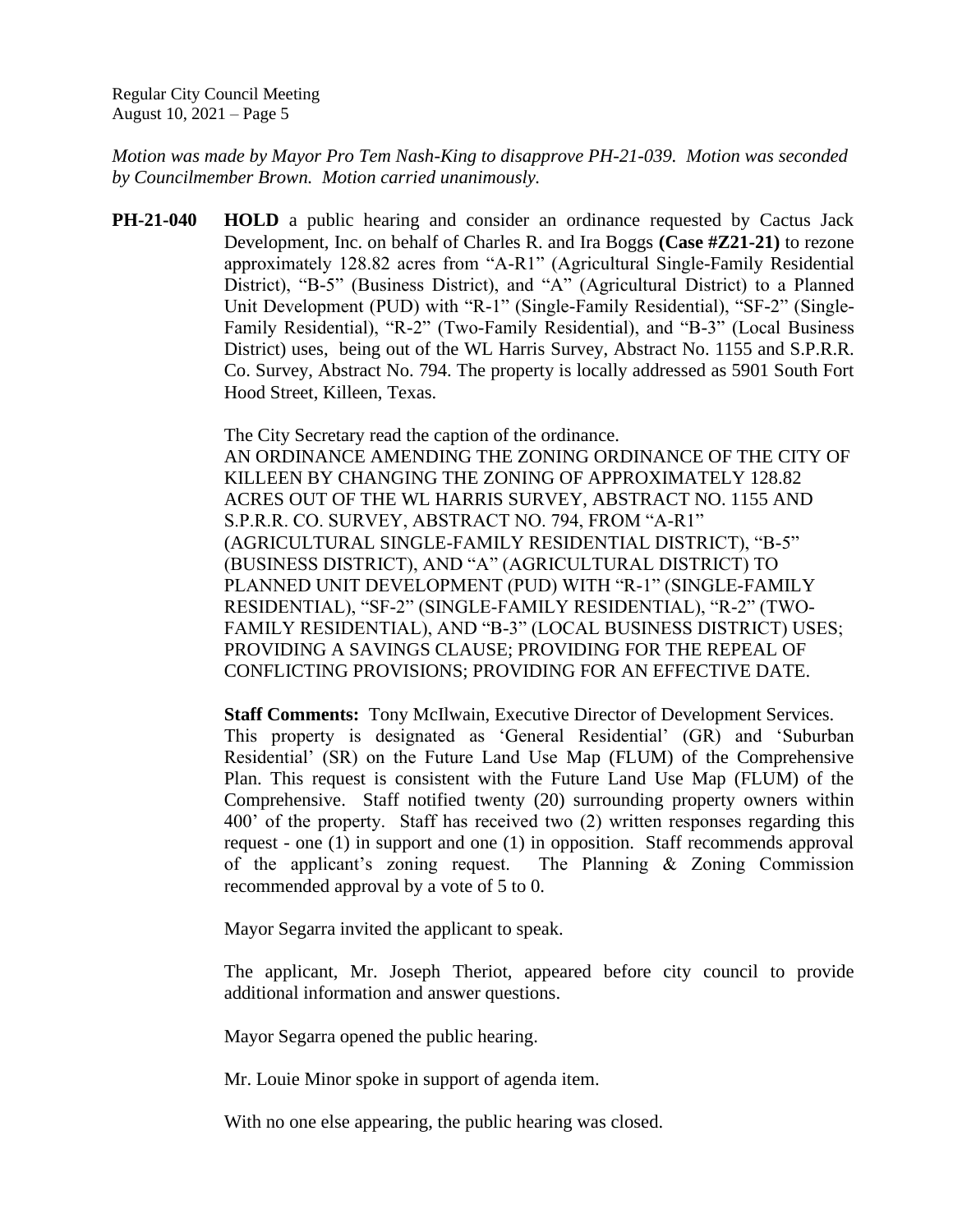*Motion was made by Mayor Pro Tem Nash-King to disapprove PH-21-039. Motion was seconded by Councilmember Brown. Motion carried unanimously.*

**PH-21-040** **HOLD** a public hearing and consider an ordinance requested by Cactus Jack Development, Inc. on behalf of Charles R. and Ira Boggs **(Case #Z21-21)** to rezone approximately 128.82 acres from "A-R1" (Agricultural Single-Family Residential District), "B-5" (Business District), and "A" (Agricultural District) to a Planned Unit Development (PUD) with "R-1" (Single-Family Residential), "SF-2" (Single-Family Residential), "R-2" (Two-Family Residential), and "B-3" (Local Business District) uses, being out of the WL Harris Survey, Abstract No. 1155 and S.P.R.R. Co. Survey, Abstract No. 794. The property is locally addressed as 5901 South Fort Hood Street, Killeen, Texas.

The City Secretary read the caption of the ordinance.

AN ORDINANCE AMENDING THE ZONING ORDINANCE OF THE CITY OF KILLEEN BY CHANGING THE ZONING OF APPROXIMATELY 128.82 ACRES OUT OF THE WL HARRIS SURVEY, ABSTRACT NO. 1155 AND S.P.R.R. CO. SURVEY, ABSTRACT NO. 794, FROM "A-R1" (AGRICULTURAL SINGLE-FAMILY RESIDENTIAL DISTRICT), "B-5" (BUSINESS DISTRICT), AND "A" (AGRICULTURAL DISTRICT) TO PLANNED UNIT DEVELOPMENT (PUD) WITH "R-1" (SINGLE-FAMILY RESIDENTIAL), "SF-2" (SINGLE-FAMILY RESIDENTIAL), "R-2" (TWO-FAMILY RESIDENTIAL), AND "B-3" (LOCAL BUSINESS DISTRICT) USES; PROVIDING A SAVINGS CLAUSE; PROVIDING FOR THE REPEAL OF CONFLICTING PROVISIONS; PROVIDING FOR AN EFFECTIVE DATE.

**Staff Comments:** Tony McIlwain, Executive Director of Development Services. This property is designated as 'General Residential' (GR) and 'Suburban Residential' (SR) on the Future Land Use Map (FLUM) of the Comprehensive Plan. This request is consistent with the Future Land Use Map (FLUM) of the Comprehensive. Staff notified twenty (20) surrounding property owners within 400' of the property. Staff has received two (2) written responses regarding this request - one (1) in support and one (1) in opposition. Staff recommends approval of the applicant's zoning request. The Planning & Zoning Commission recommended approval by a vote of 5 to 0.

Mayor Segarra invited the applicant to speak.

The applicant, Mr. Joseph Theriot, appeared before city council to provide additional information and answer questions.

Mayor Segarra opened the public hearing.

Mr. Louie Minor spoke in support of agenda item.

With no one else appearing, the public hearing was closed.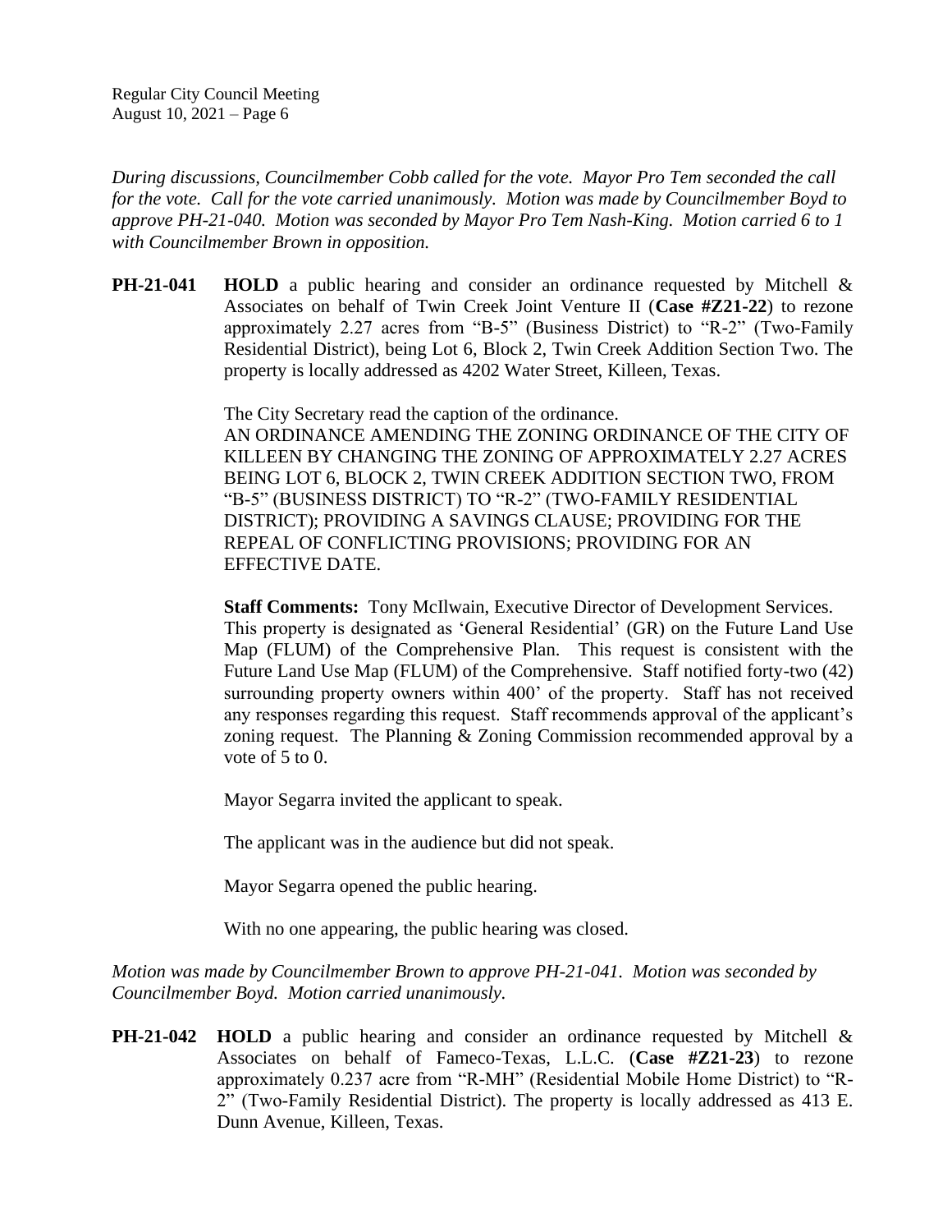*During discussions, Councilmember Cobb called for the vote. Mayor Pro Tem seconded the call for the vote. Call for the vote carried unanimously. Motion was made by Councilmember Boyd to approve PH-21-040. Motion was seconded by Mayor Pro Tem Nash-King. Motion carried 6 to 1 with Councilmember Brown in opposition.*

**PH-21-041** **HOLD** a public hearing and consider an ordinance requested by Mitchell & Associates on behalf of Twin Creek Joint Venture II (**Case #Z21-22**) to rezone approximately 2.27 acres from "B-5" (Business District) to "R-2" (Two-Family Residential District), being Lot 6, Block 2, Twin Creek Addition Section Two. The property is locally addressed as 4202 Water Street, Killeen, Texas.

The City Secretary read the caption of the ordinance.
AN ORDINANCE AMENDING THE ZONING ORDINANCE OF THE CITY OF KILLEEN BY CHANGING THE ZONING OF APPROXIMATELY 2.27 ACRES BEING LOT 6, BLOCK 2, TWIN CREEK ADDITION SECTION TWO, FROM "B-5" (BUSINESS DISTRICT) TO "R-2" (TWO-FAMILY RESIDENTIAL DISTRICT); PROVIDING A SAVINGS CLAUSE; PROVIDING FOR THE REPEAL OF CONFLICTING PROVISIONS; PROVIDING FOR AN EFFECTIVE DATE.

**Staff Comments:** Tony McIlwain, Executive Director of Development Services. This property is designated as 'General Residential' (GR) on the Future Land Use Map (FLUM) of the Comprehensive Plan. This request is consistent with the Future Land Use Map (FLUM) of the Comprehensive. Staff notified forty-two (42) surrounding property owners within 400' of the property. Staff has not received any responses regarding this request. Staff recommends approval of the applicant's zoning request. The Planning & Zoning Commission recommended approval by a vote of 5 to 0.

Mayor Segarra invited the applicant to speak.

The applicant was in the audience but did not speak.

Mayor Segarra opened the public hearing.

With no one appearing, the public hearing was closed.

*Motion was made by Councilmember Brown to approve PH-21-041. Motion was seconded by Councilmember Boyd. Motion carried unanimously.*

**PH-21-042** **HOLD** a public hearing and consider an ordinance requested by Mitchell & Associates on behalf of Fameco-Texas, L.L.C. (**Case #Z21-23**) to rezone approximately 0.237 acre from "R-MH" (Residential Mobile Home District) to "R-2" (Two-Family Residential District). The property is locally addressed as 413 E. Dunn Avenue, Killeen, Texas.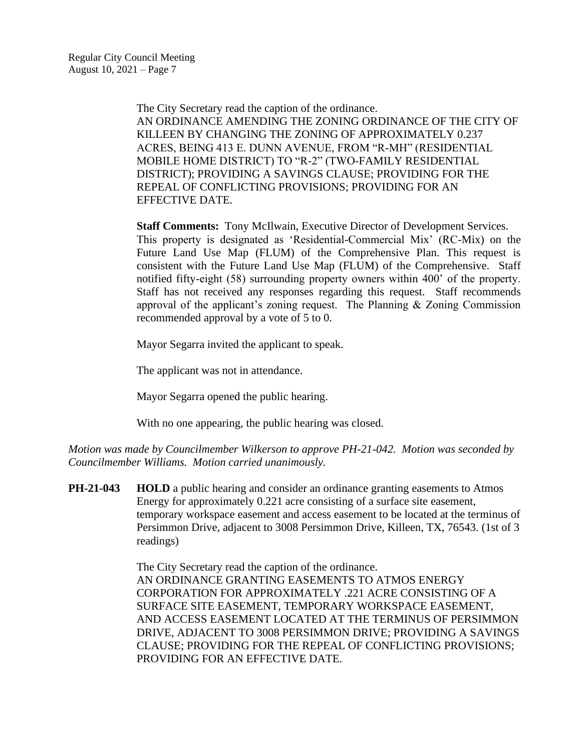The City Secretary read the caption of the ordinance.
AN ORDINANCE AMENDING THE ZONING ORDINANCE OF THE CITY OF KILLEEN BY CHANGING THE ZONING OF APPROXIMATELY 0.237 ACRES, BEING 413 E. DUNN AVENUE, FROM "R-MH" (RESIDENTIAL MOBILE HOME DISTRICT) TO "R-2" (TWO-FAMILY RESIDENTIAL DISTRICT); PROVIDING A SAVINGS CLAUSE; PROVIDING FOR THE REPEAL OF CONFLICTING PROVISIONS; PROVIDING FOR AN EFFECTIVE DATE.

**Staff Comments:** Tony McIlwain, Executive Director of Development Services. This property is designated as 'Residential-Commercial Mix' (RC-Mix) on the Future Land Use Map (FLUM) of the Comprehensive Plan. This request is consistent with the Future Land Use Map (FLUM) of the Comprehensive. Staff notified fifty-eight (58) surrounding property owners within 400' of the property. Staff has not received any responses regarding this request. Staff recommends approval of the applicant's zoning request. The Planning & Zoning Commission recommended approval by a vote of 5 to 0.

Mayor Segarra invited the applicant to speak.

The applicant was not in attendance.

Mayor Segarra opened the public hearing.

With no one appearing, the public hearing was closed.

*Motion was made by Councilmember Wilkerson to approve PH-21-042. Motion was seconded by Councilmember Williams. Motion carried unanimously.*

**PH-21-043** **HOLD** a public hearing and consider an ordinance granting easements to Atmos Energy for approximately 0.221 acre consisting of a surface site easement, temporary workspace easement and access easement to be located at the terminus of Persimmon Drive, adjacent to 3008 Persimmon Drive, Killeen, TX, 76543. (1st of 3 readings)

The City Secretary read the caption of the ordinance.
AN ORDINANCE GRANTING EASEMENTS TO ATMOS ENERGY CORPORATION FOR APPROXIMATELY .221 ACRE CONSISTING OF A SURFACE SITE EASEMENT, TEMPORARY WORKSPACE EASEMENT, AND ACCESS EASEMENT LOCATED AT THE TERMINUS OF PERSIMMON DRIVE, ADJACENT TO 3008 PERSIMMON DRIVE; PROVIDING A SAVINGS CLAUSE; PROVIDING FOR THE REPEAL OF CONFLICTING PROVISIONS; PROVIDING FOR AN EFFECTIVE DATE.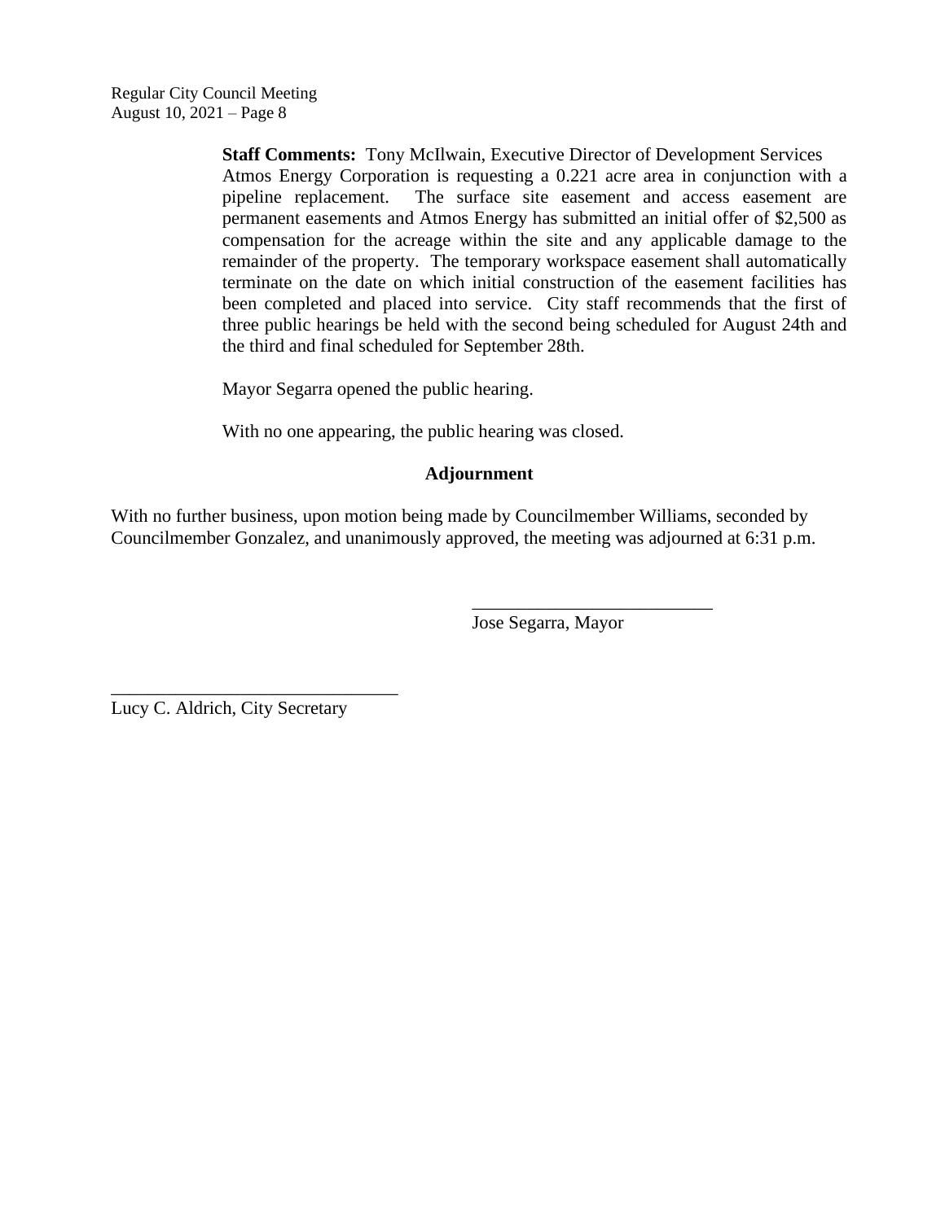**Staff Comments:** Tony McIlwain, Executive Director of Development Services
Atmos Energy Corporation is requesting a 0.221 acre area in conjunction with a pipeline replacement. The surface site easement and access easement are permanent easements and Atmos Energy has submitted an initial offer of $2,500 as compensation for the acreage within the site and any applicable damage to the remainder of the property. The temporary workspace easement shall automatically terminate on the date on which initial construction of the easement facilities has been completed and placed into service. City staff recommends that the first of three public hearings be held with the second being scheduled for August 24th and the third and final scheduled for September 28th.

Mayor Segarra opened the public hearing.

With no one appearing, the public hearing was closed.

## Adjournment

With no further business, upon motion being made by Councilmember Williams, seconded by Councilmember Gonzalez, and unanimously approved, the meeting was adjourned at 6:31 p.m.

___________________________
Jose Segarra, Mayor

________________________________
Lucy C. Aldrich, City Secretary